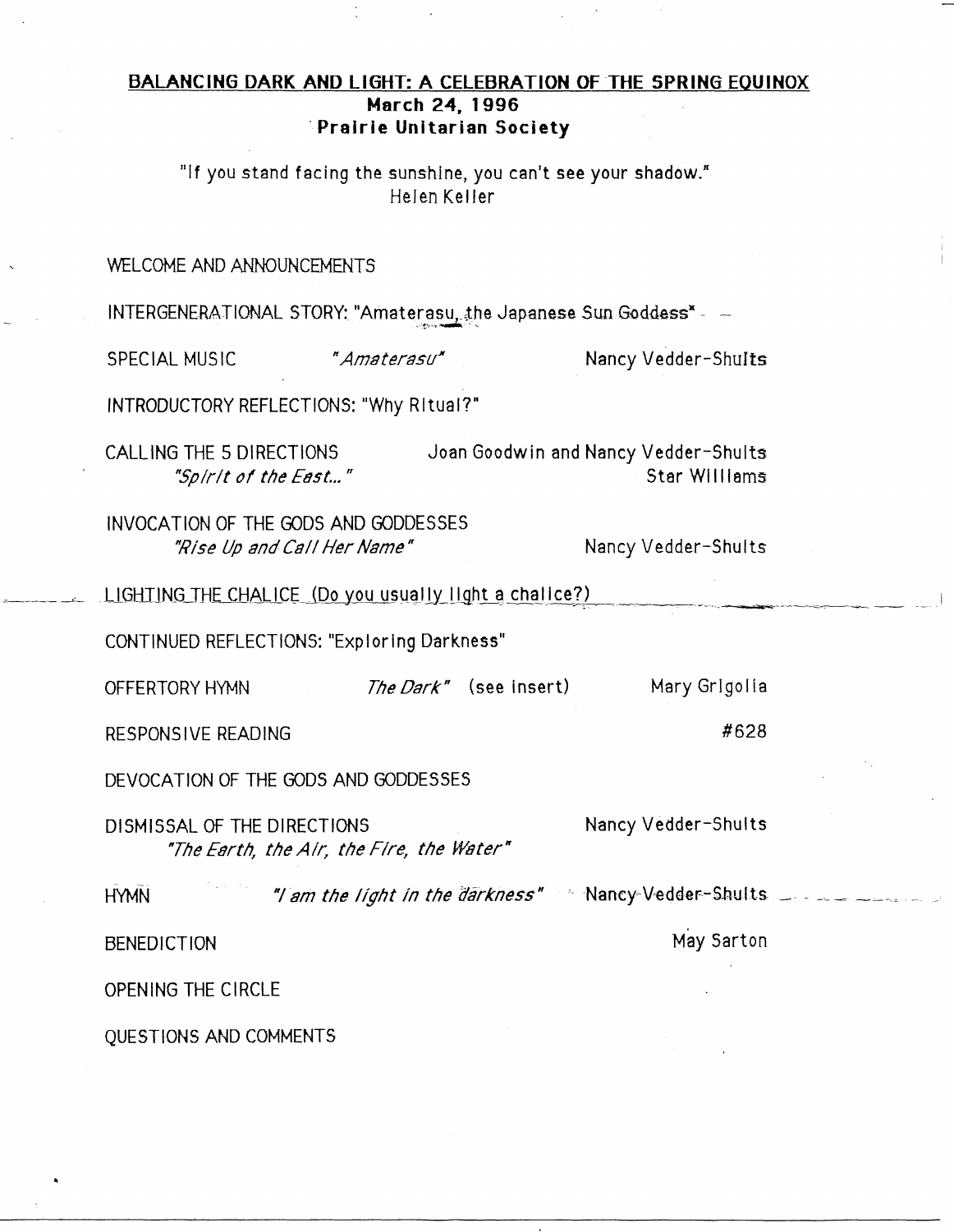## BALANCING DARK AND LIGHT: A CELEBRATION OF THE SPRING EQUINOX

**March 24, 1996**

**Prairie Unitarian Society**

"If you stand facing the sunshine, you can't see your shadow."
Helen Keller

WELCOME AND ANNOUNCEMENTS

INTERGENERATIONAL STORY: "Amaterasu, the Japanese Sun Goddess"

SPECIAL MUSIC — *"Amaterasu"* — Nancy Vedder-Shults

INTRODUCTORY REFLECTIONS: "Why Ritual?"

CALLING THE 5 DIRECTIONS — Joan Goodwin and Nancy Vedder-Shults
*"Spirit of the East..."* — Star Williams

INVOCATION OF THE GODS AND GODDESSES
*"Rise Up and Call Her Name"* — Nancy Vedder-Shults

LIGHTING THE CHALICE (Do you usually light a chalice?)

CONTINUED REFLECTIONS: "Exploring Darkness"

OFFERTORY HYMN — *The Dark"* (see insert) — Mary Grigolia

RESPONSIVE READING — #628

DEVOCATION OF THE GODS AND GODDESSES

DISMISSAL OF THE DIRECTIONS — Nancy Vedder-Shults
*"The Earth, the Air, the Fire, the Water"*

HYMN — *"I am the light in the darkness"* — Nancy Vedder-Shults

BENEDICTION — May Sarton

OPENING THE CIRCLE

QUESTIONS AND COMMENTS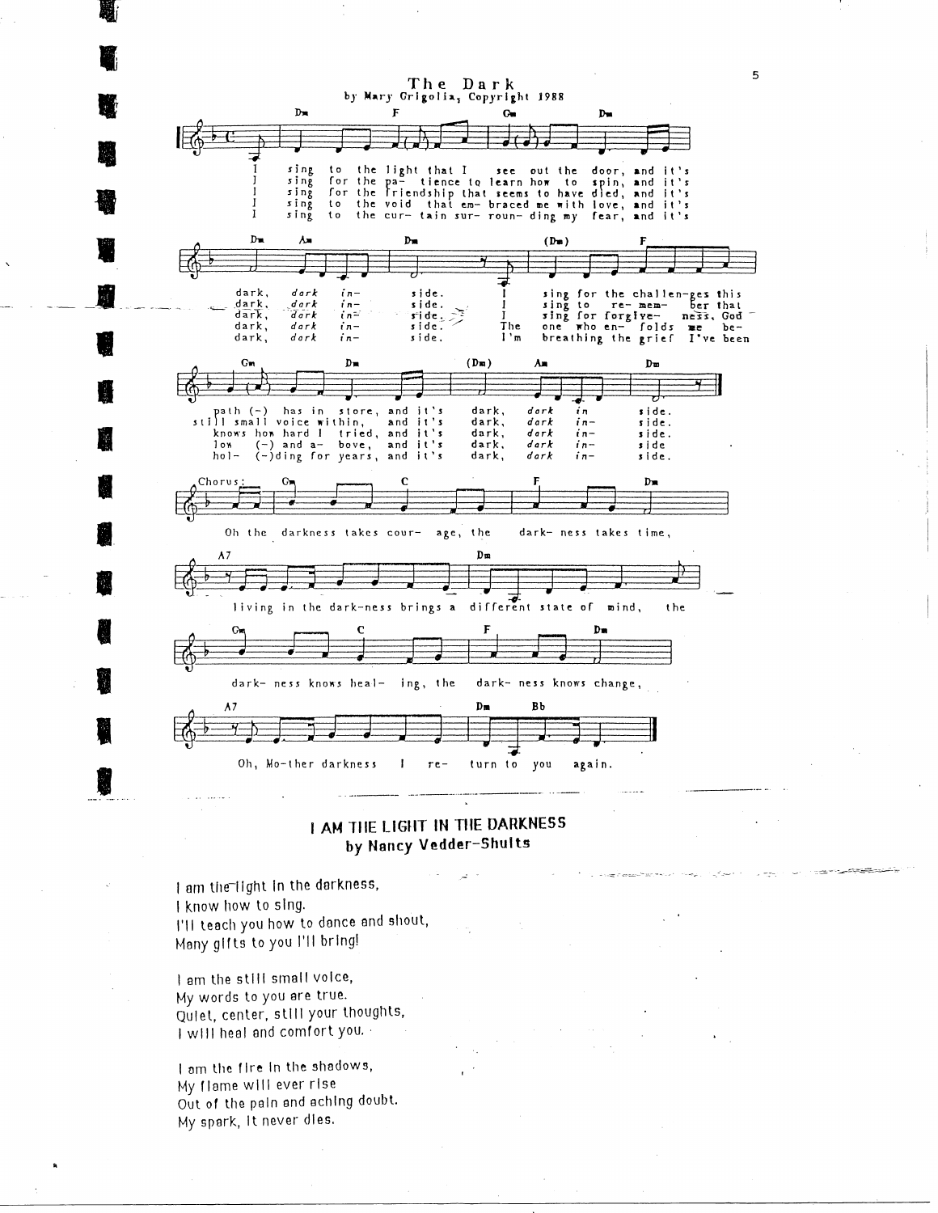# The Dark

by Mary Grigolia, Copyright 1988

Dm F Gm Dm

I sing to the light that I see out the door, and it's
I sing for the pa- tience to learn how to spin, and it's
I sing for the friendship that seems to have died, and it's
I sing to the void that em- braced me with love, and it's
I sing to the cur- tain sur- roun- ding my fear, and it's

Dm Am Dm (Dm) F

dark, *dark in-* side. I sing for the challen-ges this
dark, *dark in-* side. I sing to re- mem- ber that
dark, *dark in-* side. I sing for forgive- ness, God
dark, *dark in-* side. The one who en- folds me be-
dark, *dark in-* side. I'm breathing the grief I've been

Gm Dm (Dm) Am Dm

path (-) has in store, and it's dark, *dark in* side.
still small voice within, and it's dark, *dark in-* side.
knows how hard I tried, and it's dark, *dark in-* side.
low (-) and a- bove, and it's dark, *dark in-* side
hol- (-)ding for years, and it's dark, *dark in-* side.

Chorus:

Gm C F Dm

Oh the darkness takes cour- age, the dark- ness takes time,

A7 Dm

living in the dark-ness brings a different state of mind, the

Gm C F Dm

dark- ness knows heal- ing, the dark- ness knows change,

A7 Dm Bb

Oh, Mo-ther darkness I re- turn to you again.

## I AM THE LIGHT IN THE DARKNESS

**by Nancy Vedder-Shults**

I am the light in the darkness,
I know how to sing.
I'll teach you how to dance and shout,
Many gifts to you I'll bring!

I am the still small voice,
My words to you are true.
Quiet, center, still your thoughts,
I will heal and comfort you.

I am the fire in the shadows,
My flame will ever rise
Out of the pain and aching doubt.
My spark, it never dies.